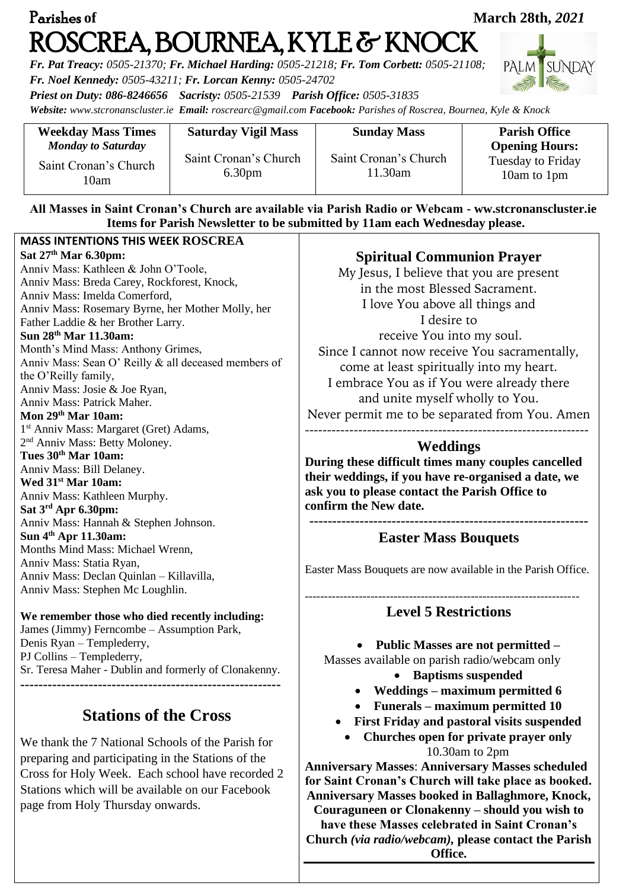Parishes of **March 28th, *2021***

# ROSCREA, BOURNEA, KYLE & KNOCK

PALM SUNDAY

***Fr. Pat Treacy:** 0505-21370; **Fr. Michael Harding:** 0505-21218; **Fr. Tom Corbett:** 0505-21108;*
***Fr. Noel Kennedy:** 0505-43211; **Fr. Lorcan Kenny:** 0505-24702*
***Priest on Duty:** 086-8246656 **Sacristy:** 0505-21539 **Parish Office:** 0505-31835*
***Website:** www.stcronanscluster.ie **Email:** roscrearc@gmail.com **Facebook:** Parishes of Roscrea, Bournea, Kyle & Knock*

| **Weekday Mass Times** *Monday to Saturday* | **Saturday Vigil Mass** | **Sunday Mass** | **Parish Office Opening Hours:** |
|---|---|---|---|
| Saint Cronan's Church 10am | Saint Cronan's Church 6.30pm | Saint Cronan's Church 11.30am | Tuesday to Friday 10am to 1pm |

**All Masses in Saint Cronan's Church are available via Parish Radio or Webcam - ww.stcronanscluster.ie**
**Items for Parish Newsletter to be submitted by 11am each Wednesday please.**

**MASS INTENTIONS THIS WEEK ROSCREA**

**Sat 27th Mar 6.30pm:**
Anniv Mass: Kathleen & John O'Toole,
Anniv Mass: Breda Carey, Rockforest, Knock,
Anniv Mass: Imelda Comerford,
Anniv Mass: Rosemary Byrne, her Mother Molly, her Father Laddie & her Brother Larry.

**Sun 28th Mar 11.30am:**
Month's Mind Mass: Anthony Grimes,
Anniv Mass: Sean O' Reilly & all deceased members of the O'Reilly family,
Anniv Mass: Josie & Joe Ryan,
Anniv Mass: Patrick Maher.

**Mon 29th Mar 10am:**
1st Anniv Mass: Margaret (Gret) Adams,
2nd Anniv Mass: Betty Moloney.

**Tues 30th Mar 10am:**
Anniv Mass: Bill Delaney.

**Wed 31st Mar 10am:**
Anniv Mass: Kathleen Murphy.

**Sat 3rd Apr 6.30pm:**
Anniv Mass: Hannah & Stephen Johnson.

**Sun 4th Apr 11.30am:**
Months Mind Mass: Michael Wrenn,
Anniv Mass: Statia Ryan,
Anniv Mass: Declan Quinlan – Killavilla,
Anniv Mass: Stephen Mc Loughlin.

**We remember those who died recently including:**
James (Jimmy) Ferncombe – Assumption Park,
Denis Ryan – Templederry,
PJ Collins – Templederry,
Sr. Teresa Maher - Dublin and formerly of Clonakenny.

## Stations of the Cross

We thank the 7 National Schools of the Parish for preparing and participating in the Stations of the Cross for Holy Week. Each school have recorded 2 Stations which will be available on our Facebook page from Holy Thursday onwards.

## Spiritual Communion Prayer

My Jesus, I believe that you are present
in the most Blessed Sacrament.
I love You above all things and
I desire to
receive You into my soul.
Since I cannot now receive You sacramentally,
come at least spiritually into my heart.
I embrace You as if You were already there
and unite myself wholly to You.
Never permit me to be separated from You. Amen

## Weddings

**During these difficult times many couples cancelled their weddings, if you have re-organised a date, we ask you to please contact the Parish Office to confirm the New date.**

## Easter Mass Bouquets

Easter Mass Bouquets are now available in the Parish Office.

## Level 5 Restrictions

- **Public Masses are not permitted –** Masses available on parish radio/webcam only
- **Baptisms suspended**
- **Weddings – maximum permitted 6**
- **Funerals – maximum permitted 10**
- **First Friday and pastoral visits suspended**
- **Churches open for private prayer only** 10.30am to 2pm

**Anniversary Masses**: **Anniversary Masses scheduled for Saint Cronan's Church will take place as booked. Anniversary Masses booked in Ballaghmore, Knock, Couraguneen or Clonakenny – should you wish to have these Masses celebrated in Saint Cronan's Church *(via radio/webcam)*, please contact the Parish Office.**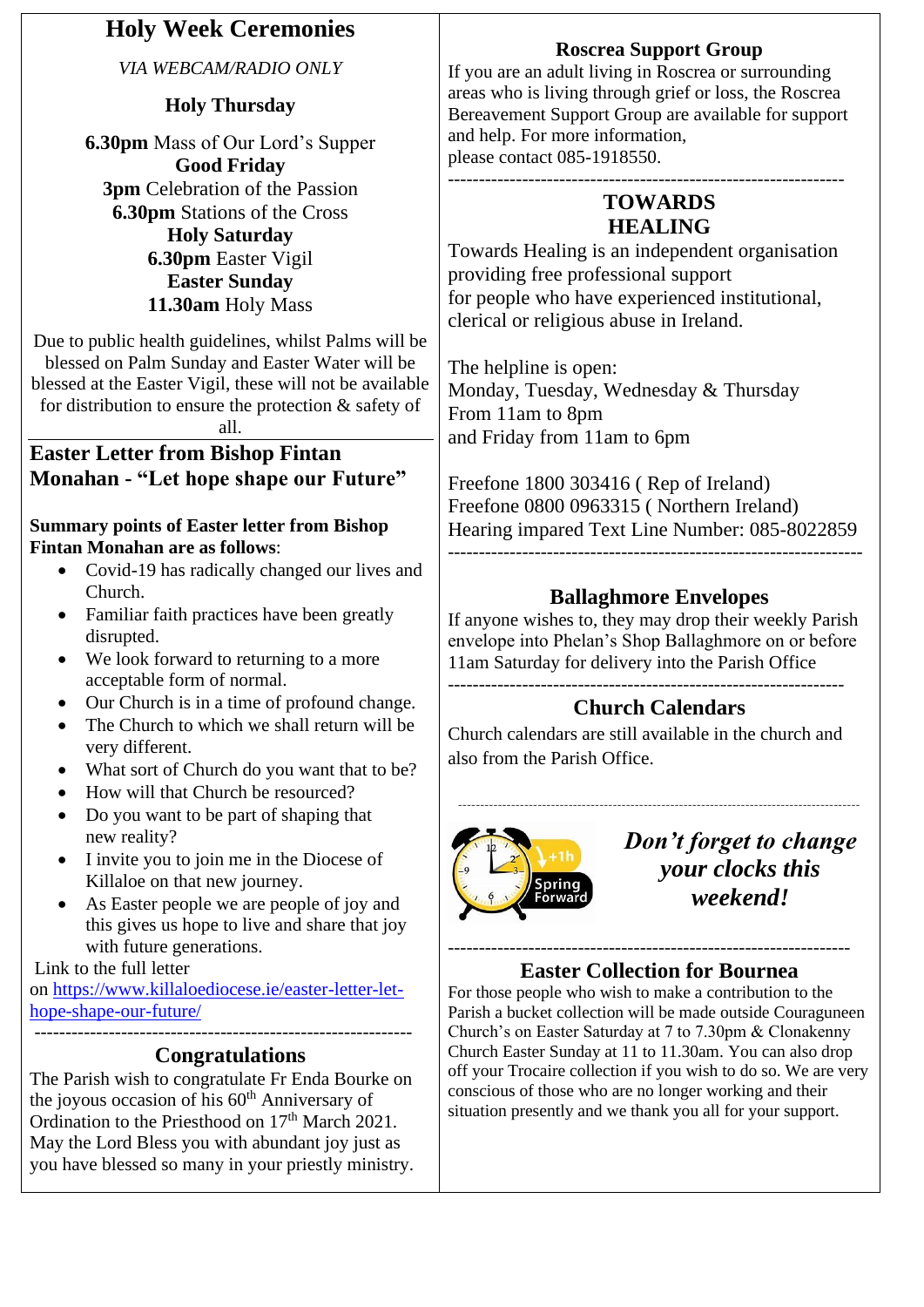## Holy Week Ceremonies

*VIA WEBCAM/RADIO ONLY*

**Holy Thursday**

**6.30pm** Mass of Our Lord's Supper

**Good Friday**

**3pm** Celebration of the Passion

**6.30pm** Stations of the Cross

**Holy Saturday**

**6.30pm** Easter Vigil

**Easter Sunday**

**11.30am** Holy Mass

Due to public health guidelines, whilst Palms will be blessed on Palm Sunday and Easter Water will be blessed at the Easter Vigil, these will not be available for distribution to ensure the protection & safety of all.

## Easter Letter from Bishop Fintan Monahan - "Let hope shape our Future"

**Summary points of Easter letter from Bishop Fintan Monahan are as follows**:

- Covid-19 has radically changed our lives and Church.
- Familiar faith practices have been greatly disrupted.
- We look forward to returning to a more acceptable form of normal.
- Our Church is in a time of profound change.
- The Church to which we shall return will be very different.
- What sort of Church do you want that to be?
- How will that Church be resourced?
- Do you want to be part of shaping that new reality?
- I invite you to join me in the Diocese of Killaloe on that new journey.
- As Easter people we are people of joy and this gives us hope to live and share that joy with future generations.

Link to the full letter on https://www.killaloediocese.ie/easter-letter-let-hope-shape-our-future/

---

## Congratulations

The Parish wish to congratulate Fr Enda Bourke on the joyous occasion of his 60th Anniversary of Ordination to the Priesthood on 17th March 2021. May the Lord Bless you with abundant joy just as you have blessed so many in your priestly ministry.

## Roscrea Support Group

If you are an adult living in Roscrea or surrounding areas who is living through grief or loss, the Roscrea Bereavement Support Group are available for support and help. For more information, please contact 085-1918550.

---

## TOWARDS HEALING

Towards Healing is an independent organisation providing free professional support for people who have experienced institutional, clerical or religious abuse in Ireland.

The helpline is open:
Monday, Tuesday, Wednesday & Thursday
From 11am to 8pm
and Friday from 11am to 6pm

Freefone 1800 303416 ( Rep of Ireland)
Freefone 0800 0963315 ( Northern Ireland)
Hearing impared Text Line Number: 085-8022859

---

## Ballaghmore Envelopes

If anyone wishes to, they may drop their weekly Parish envelope into Phelan's Shop Ballaghmore on or before 11am Saturday for delivery into the Parish Office

---

## Church Calendars

Church calendars are still available in the church and also from the Parish Office.

---

+1h Spring Forward

***Don't forget to change your clocks this weekend!***

---

## Easter Collection for Bournea

For those people who wish to make a contribution to the Parish a bucket collection will be made outside Couraguneen Church's on Easter Saturday at 7 to 7.30pm & Clonakenny Church Easter Sunday at 11 to 11.30am. You can also drop off your Trocaire collection if you wish to do so. We are very conscious of those who are no longer working and their situation presently and we thank you all for your support.